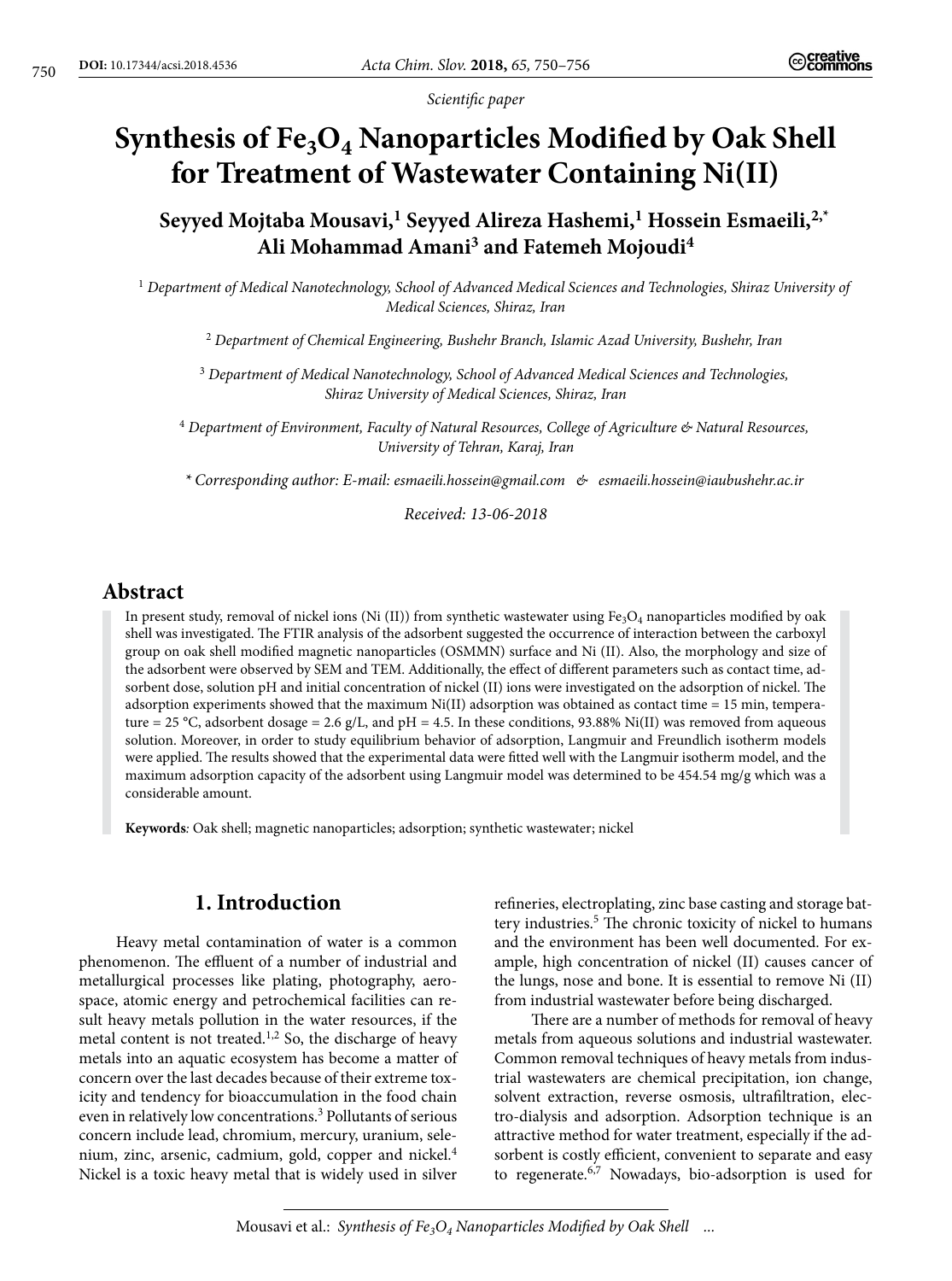*Scientific paper*

# Synthesis of $Fe_3O_4$ Nanoparticles Modified by Oak Shell for Treatment of Wastewater Containing Ni(II)

**Seyyed Mojtaba Mousavi,[1] Seyyed Alireza Hashemi,[1] Hossein Esmaeili,[2,*] Ali Mohammad Amani[3] and Fatemeh Mojoudi[4]**

[1] *Department of Medical Nanotechnology, School of Advanced Medical Sciences and Technologies, Shiraz University of Medical Sciences, Shiraz, Iran*

[2] *Department of Chemical Engineering, Bushehr Branch, Islamic Azad University, Bushehr, Iran*

[3] *Department of Medical Nanotechnology, School of Advanced Medical Sciences and Technologies, Shiraz University of Medical Sciences, Shiraz, Iran*

[4] *Department of Environment, Faculty of Natural Resources, College of Agriculture & Natural Resources, University of Tehran, Karaj, Iran*

*\* Corresponding author: E-mail: esmaeili.hossein@gmail.com & esmaeili.hossein@iaubushehr.ac.ir*

*Received: 13-06-2018*

## Abstract

In present study, removal of nickel ions (Ni (II)) from synthetic wastewater using $Fe_3O_4$ nanoparticles modified by oak shell was investigated. The FTIR analysis of the adsorbent suggested the occurrence of interaction between the carboxyl group on oak shell modified magnetic nanoparticles (OSMMN) surface and Ni (II). Also, the morphology and size of the adsorbent were observed by SEM and TEM. Additionally, the effect of different parameters such as contact time, adsorbent dose, solution pH and initial concentration of nickel (II) ions were investigated on the adsorption of nickel. The adsorption experiments showed that the maximum Ni(II) adsorption was obtained as contact time = 15 min, temperature = 25 °C, adsorbent dosage = 2.6 g/L, and pH = 4.5. In these conditions, 93.88% Ni(II) was removed from aqueous solution. Moreover, in order to study equilibrium behavior of adsorption, Langmuir and Freundlich isotherm models were applied. The results showed that the experimental data were fitted well with the Langmuir isotherm model, and the maximum adsorption capacity of the adsorbent using Langmuir model was determined to be 454.54 mg/g which was a considerable amount.

**Keywords***:* Oak shell; magnetic nanoparticles; adsorption; synthetic wastewater; nickel

## 1. Introduction

Heavy metal contamination of water is a common phenomenon. The effluent of a number of industrial and metallurgical processes like plating, photography, aerospace, atomic energy and petrochemical facilities can result heavy metals pollution in the water resources, if the metal content is not treated.[1,2] So, the discharge of heavy metals into an aquatic ecosystem has become a matter of concern over the last decades because of their extreme toxicity and tendency for bioaccumulation in the food chain even in relatively low concentrations.[3] Pollutants of serious concern include lead, chromium, mercury, uranium, selenium, zinc, arsenic, cadmium, gold, copper and nickel.[4] Nickel is a toxic heavy metal that is widely used in silver refineries, electroplating, zinc base casting and storage battery industries.[5] The chronic toxicity of nickel to humans and the environment has been well documented. For example, high concentration of nickel (II) causes cancer of the lungs, nose and bone. It is essential to remove Ni (II) from industrial wastewater before being discharged.

There are a number of methods for removal of heavy metals from aqueous solutions and industrial wastewater. Common removal techniques of heavy metals from industrial wastewaters are chemical precipitation, ion change, solvent extraction, reverse osmosis, ultrafiltration, electro-dialysis and adsorption. Adsorption technique is an attractive method for water treatment, especially if the adsorbent is costly efficient, convenient to separate and easy to regenerate.[6,7] Nowadays, bio-adsorption is used for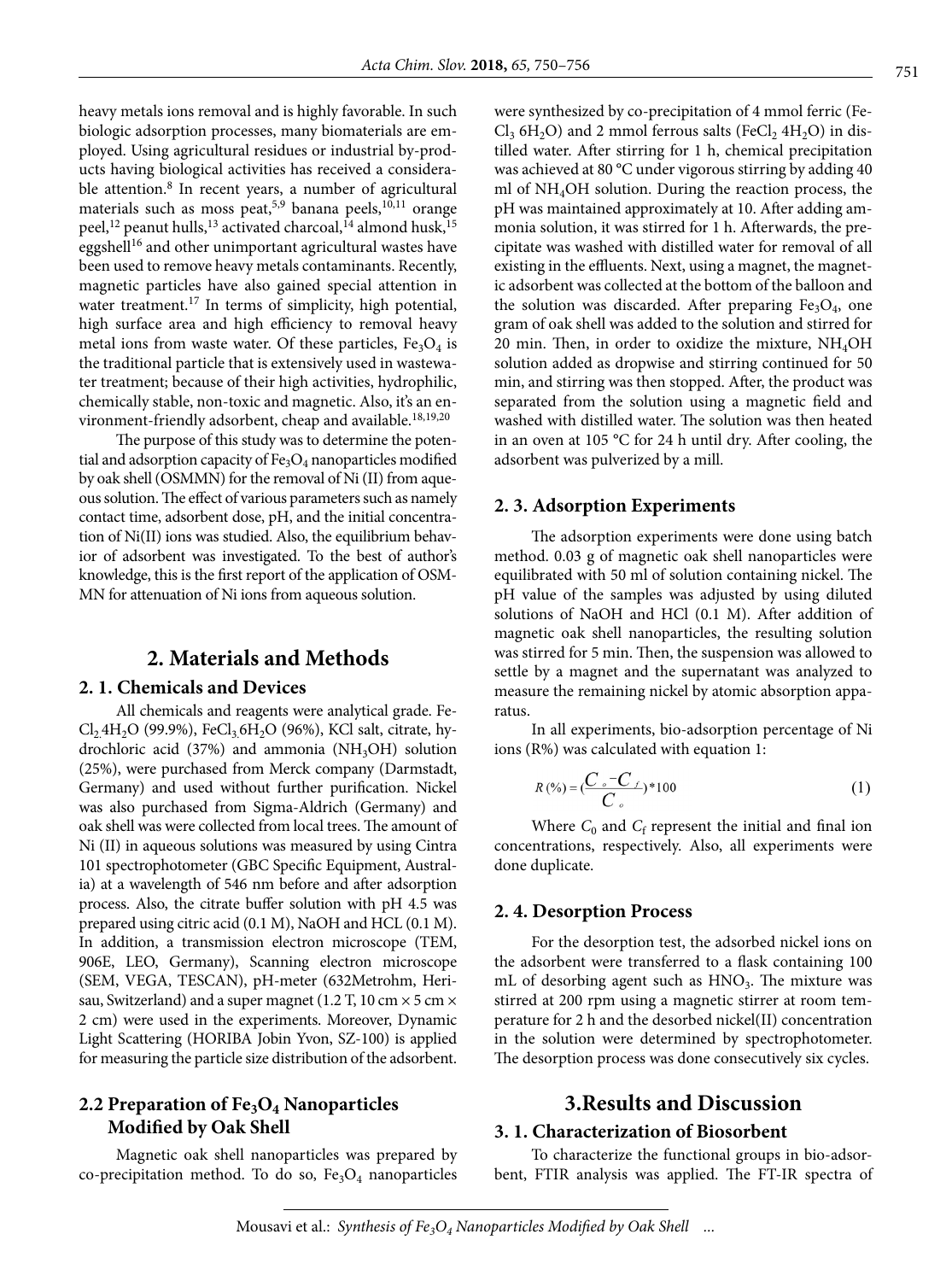heavy metals ions removal and is highly favorable. In such biologic adsorption processes, many biomaterials are employed. Using agricultural residues or industrial by-products having biological activities has received a considerable attention.[8] In recent years, a number of agricultural materials such as moss peat,[5,9] banana peels,[10,11] orange peel,[12] peanut hulls,[13] activated charcoal,[14] almond husk,[15] eggshell[16] and other unimportant agricultural wastes have been used to remove heavy metals contaminants. Recently, magnetic particles have also gained special attention in water treatment.[17] In terms of simplicity, high potential, high surface area and high efficiency to removal heavy metal ions from waste water. Of these particles, $Fe_3O_4$ is the traditional particle that is extensively used in wastewater treatment; because of their high activities, hydrophilic, chemically stable, non-toxic and magnetic. Also, it's an environment-friendly adsorbent, cheap and available.[18,19,20]

The purpose of this study was to determine the potential and adsorption capacity of $Fe_3O_4$ nanoparticles modified by oak shell (OSMMN) for the removal of Ni (II) from aqueous solution. The effect of various parameters such as namely contact time, adsorbent dose, pH, and the initial concentration of Ni(II) ions was studied. Also, the equilibrium behavior of adsorbent was investigated. To the best of author's knowledge, this is the first report of the application of OSMMN for attenuation of Ni ions from aqueous solution.

## 2. Materials and Methods

### 2. 1. Chemicals and Devices

All chemicals and reagents were analytical grade. $FeCl_2.4H_2O$ (99.9%), $FeCl_3.6H_2O$ (96%), KCl salt, citrate, hydrochloric acid (37%) and ammonia ($NH_3OH$) solution (25%), were purchased from Merck company (Darmstadt, Germany) and used without further purification. Nickel was also purchased from Sigma-Aldrich (Germany) and oak shell was were collected from local trees. The amount of Ni (II) in aqueous solutions was measured by using Cintra 101 spectrophotometer (GBC Specific Equipment, Australia) at a wavelength of 546 nm before and after adsorption process. Also, the citrate buffer solution with pH 4.5 was prepared using citric acid (0.1 M), NaOH and HCL (0.1 M). In addition, a transmission electron microscope (TEM, 906E, LEO, Germany), Scanning electron microscope (SEM, VEGA, TESCAN), pH-meter (632Metrohm, Herisau, Switzerland) and a super magnet (1.2 T, 10 cm × 5 cm × 2 cm) were used in the experiments. Moreover, Dynamic Light Scattering (HORIBA Jobin Yvon, SZ-100) is applied for measuring the particle size distribution of the adsorbent.

### 2.2 Preparation of $Fe_3O_4$ Nanoparticles Modified by Oak Shell

Magnetic oak shell nanoparticles was prepared by co-precipitation method. To do so, $Fe_3O_4$ nanoparticles were synthesized by co-precipitation of 4 mmol ferric ($FeCl_3$ $6H_2O$) and 2 mmol ferrous salts ($FeCl_2$ $4H_2O$) in distilled water. After stirring for 1 h, chemical precipitation was achieved at 80 °C under vigorous stirring by adding 40 ml of $NH_4OH$ solution. During the reaction process, the pH was maintained approximately at 10. After adding ammonia solution, it was stirred for 1 h. Afterwards, the precipitate was washed with distilled water for removal of all existing in the effluents. Next, using a magnet, the magnetic adsorbent was collected at the bottom of the balloon and the solution was discarded. After preparing $Fe_3O_4$, one gram of oak shell was added to the solution and stirred for 20 min. Then, in order to oxidize the mixture, $NH_4OH$ solution added as dropwise and stirring continued for 50 min, and stirring was then stopped. After, the product was separated from the solution using a magnetic field and washed with distilled water. The solution was then heated in an oven at 105 °C for 24 h until dry. After cooling, the adsorbent was pulverized by a mill.

### 2. 3. Adsorption Experiments

The adsorption experiments were done using batch method. 0.03 g of magnetic oak shell nanoparticles were equilibrated with 50 ml of solution containing nickel. The pH value of the samples was adjusted by using diluted solutions of NaOH and HCl (0.1 M). After addition of magnetic oak shell nanoparticles, the resulting solution was stirred for 5 min. Then, the suspension was allowed to settle by a magnet and the supernatant was analyzed to measure the remaining nickel by atomic absorption apparatus.

In all experiments, bio-adsorption percentage of Ni ions (R%) was calculated with equation 1:

$$R\,(\%) = \left(\frac{C_o - C_f}{C_o}\right) * 100 \qquad (1)$$

Where $C_0$ and $C_f$ represent the initial and final ion concentrations, respectively. Also, all experiments were done duplicate.

### 2. 4. Desorption Process

For the desorption test, the adsorbed nickel ions on the adsorbent were transferred to a flask containing 100 mL of desorbing agent such as $HNO_3$. The mixture was stirred at 200 rpm using a magnetic stirrer at room temperature for 2 h and the desorbed nickel(II) concentration in the solution were determined by spectrophotometer. The desorption process was done consecutively six cycles.

## 3.Results and Discussion

### 3. 1. Characterization of Biosorbent

To characterize the functional groups in bio-adsorbent, FTIR analysis was applied. The FT-IR spectra of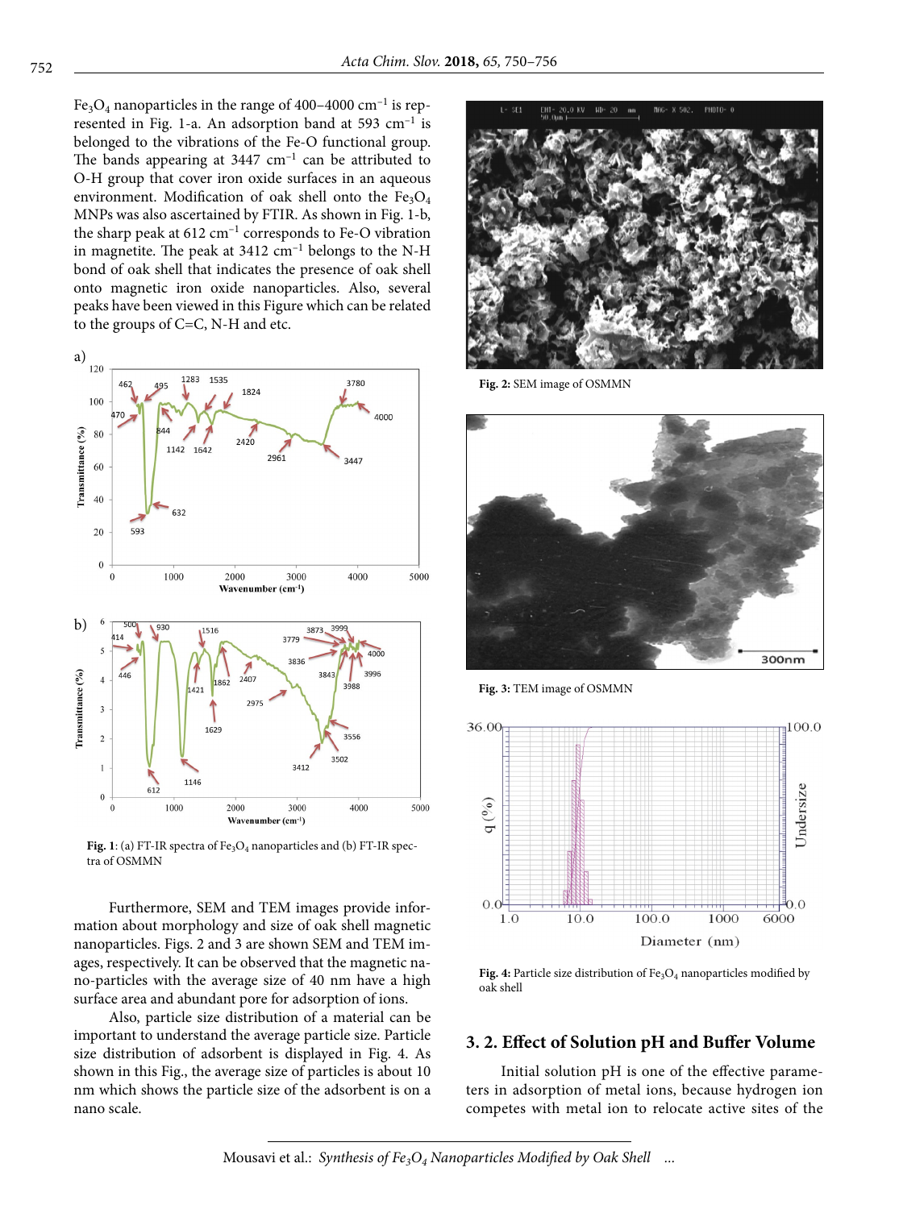$Fe_3O_4$ nanoparticles in the range of 400–4000 $cm^{-1}$ is represented in Fig. 1-a. An adsorption band at 593 $cm^{-1}$ is belonged to the vibrations of the Fe-O functional group. The bands appearing at 3447 $cm^{-1}$ can be attributed to O-H group that cover iron oxide surfaces in an aqueous environment. Modification of oak shell onto the $Fe_3O_4$ MNPs was also ascertained by FTIR. As shown in Fig. 1-b, the sharp peak at 612 $cm^{-1}$ corresponds to Fe-O vibration in magnetite. The peak at 3412 $cm^{-1}$ belongs to the N-H bond of oak shell that indicates the presence of oak shell onto magnetic iron oxide nanoparticles. Also, several peaks have been viewed in this Figure which can be related to the groups of C=C, N-H and etc.

**Fig. 1**: (a) FT-IR spectra of $Fe_3O_4$ nanoparticles and (b) FT-IR spectra of OSMMN

Furthermore, SEM and TEM images provide information about morphology and size of oak shell magnetic nanoparticles. Figs. 2 and 3 are shown SEM and TEM images, respectively. It can be observed that the magnetic nano-particles with the average size of 40 nm have a high surface area and abundant pore for adsorption of ions.

Also, particle size distribution of a material can be important to understand the average particle size. Particle size distribution of adsorbent is displayed in Fig. 4. As shown in this Fig., the average size of particles is about 10 nm which shows the particle size of the adsorbent is on a nano scale.

**Fig. 2:** SEM image of OSMMN

**Fig. 3:** TEM image of OSMMN

**Fig. 4:** Particle size distribution of $Fe_3O_4$ nanoparticles modified by oak shell

## 3. 2. Effect of Solution pH and Buffer Volume

Initial solution pH is one of the effective parameters in adsorption of metal ions, because hydrogen ion competes with metal ion to relocate active sites of the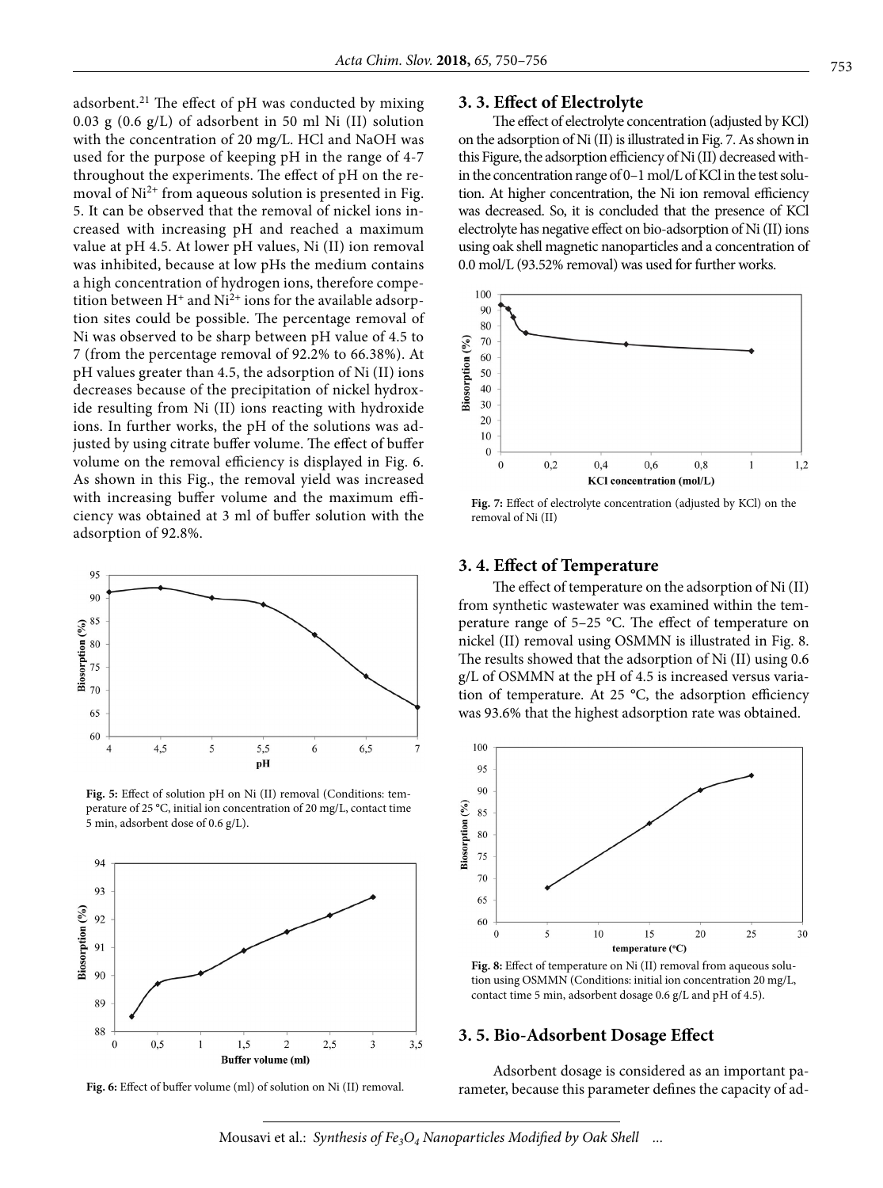adsorbent.[21] The effect of pH was conducted by mixing 0.03 g (0.6 g/L) of adsorbent in 50 ml Ni (II) solution with the concentration of 20 mg/L. HCl and NaOH was used for the purpose of keeping pH in the range of 4-7 throughout the experiments. The effect of pH on the removal of $Ni^{2+}$ from aqueous solution is presented in Fig. 5. It can be observed that the removal of nickel ions increased with increasing pH and reached a maximum value at pH 4.5. At lower pH values, Ni (II) ion removal was inhibited, because at low pHs the medium contains a high concentration of hydrogen ions, therefore competition between $H^+$ and $Ni^{2+}$ ions for the available adsorption sites could be possible. The percentage removal of Ni was observed to be sharp between pH value of 4.5 to 7 (from the percentage removal of 92.2% to 66.38%). At pH values greater than 4.5, the adsorption of Ni (II) ions decreases because of the precipitation of nickel hydroxide resulting from Ni (II) ions reacting with hydroxide ions. In further works, the pH of the solutions was adjusted by using citrate buffer volume. The effect of buffer volume on the removal efficiency is displayed in Fig. 6. As shown in this Fig., the removal yield was increased with increasing buffer volume and the maximum efficiency was obtained at 3 ml of buffer solution with the adsorption of 92.8%.

**Fig. 5:** Effect of solution pH on Ni (II) removal (Conditions: temperature of 25 °C, initial ion concentration of 20 mg/L, contact time 5 min, adsorbent dose of 0.6 g/L).

**Fig. 6:** Effect of buffer volume (ml) of solution on Ni (II) removal.

### 3. 3. Effect of Electrolyte

The effect of electrolyte concentration (adjusted by KCl) on the adsorption of Ni (II) is illustrated in Fig. 7. As shown in this Figure, the adsorption efficiency of Ni (II) decreased within the concentration range of 0–1 mol/L of KCl in the test solution. At higher concentration, the Ni ion removal efficiency was decreased. So, it is concluded that the presence of KCl electrolyte has negative effect on bio-adsorption of Ni (II) ions using oak shell magnetic nanoparticles and a concentration of 0.0 mol/L (93.52% removal) was used for further works.

**Fig. 7:** Effect of electrolyte concentration (adjusted by KCl) on the removal of Ni (II)

### 3. 4. Effect of Temperature

The effect of temperature on the adsorption of Ni (II) from synthetic wastewater was examined within the temperature range of 5–25 °C. The effect of temperature on nickel (II) removal using OSMMN is illustrated in Fig. 8. The results showed that the adsorption of Ni (II) using 0.6 g/L of OSMMN at the pH of 4.5 is increased versus variation of temperature. At 25 °C, the adsorption efficiency was 93.6% that the highest adsorption rate was obtained.

**Fig. 8:** Effect of temperature on Ni (II) removal from aqueous solution using OSMMN (Conditions: initial ion concentration 20 mg/L, contact time 5 min, adsorbent dosage 0.6 g/L and pH of 4.5).

### 3. 5. Bio-Adsorbent Dosage Effect

Adsorbent dosage is considered as an important parameter, because this parameter defines the capacity of ad-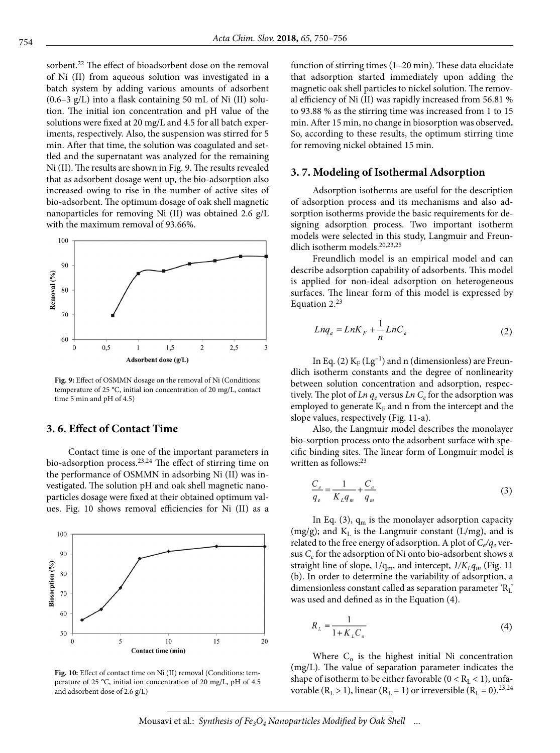sorbent.[22] The effect of bioadsorbent dose on the removal of Ni (II) from aqueous solution was investigated in a batch system by adding various amounts of adsorbent (0.6–3 g/L) into a flask containing 50 mL of Ni (II) solution. The initial ion concentration and pH value of the solutions were fixed at 20 mg/L and 4.5 for all batch experiments, respectively. Also, the suspension was stirred for 5 min. After that time, the solution was coagulated and settled and the supernatant was analyzed for the remaining Ni (II). The results are shown in Fig. 9. The results revealed that as adsorbent dosage went up, the bio-adsorption also increased owing to rise in the number of active sites of bio-adsorbent. The optimum dosage of oak shell magnetic nanoparticles for removing Ni (II) was obtained 2.6 g/L with the maximum removal of 93.66%.

**Fig. 9:** Effect of OSMMN dosage on the removal of Ni (Conditions: temperature of 25 °C, initial ion concentration of 20 mg/L, contact time 5 min and pH of 4.5)

## 3. 6. Effect of Contact Time

Contact time is one of the important parameters in bio-adsorption process.[23,24] The effect of stirring time on the performance of OSMMN in adsorbing Ni (II) was investigated. The solution pH and oak shell magnetic nanoparticles dosage were fixed at their obtained optimum values. Fig. 10 shows removal efficiencies for Ni (II) as a function of stirring times (1–20 min). These data elucidate that adsorption started immediately upon adding the magnetic oak shell particles to nickel solution. The removal efficiency of Ni (II) was rapidly increased from 56.81 % to 93.88 % as the stirring time was increased from 1 to 15 min. After 15 min, no change in biosorption was observed**.** So, according to these results, the optimum stirring time for removing nickel obtained 15 min.

**Fig. 10:** Effect of contact time on Ni (II) removal (Conditions: temperature of 25 °C, initial ion concentration of 20 mg/L, pH of 4.5 and adsorbent dose of 2.6 g/L)

## 3. 7. Modeling of Isothermal Adsorption

Adsorption isotherms are useful for the description of adsorption process and its mechanisms and also adsorption isotherms provide the basic requirements for designing adsorption process. Two important isotherm models were selected in this study, Langmuir and Freundlich isotherm models.[20,23,25]

Freundlich model is an empirical model and can describe adsorption capability of adsorbents. This model is applied for non-ideal adsorption on heterogeneous surfaces. The linear form of this model is expressed by Equation 2.[23]

$$Lnq_e = LnK_F + \frac{1}{n}LnC_e \tag{2}$$

In Eq. (2) $K_F$ ($Lg^{-1}$) and n (dimensionless) are Freundlich isotherm constants and the degree of nonlinearity between solution concentration and adsorption, respectively. The plot of $Ln\ q_e$ versus $Ln\ C_e$ for the adsorption was employed to generate $K_F$ and n from the intercept and the slope values, respectively (Fig. 11-a).

Also, the Langmuir model describes the monolayer bio-sorption process onto the adsorbent surface with specific binding sites. The linear form of Longmuir model is written as follows:[23]

$$\frac{C_e}{q_e} = \frac{1}{K_L q_m} + \frac{C_e}{q_m} \tag{3}$$

In Eq. (3), $q_m$ is the monolayer adsorption capacity (mg/g); and $K_L$ is the Langmuir constant (L/mg), and is related to the free energy of adsorption. A plot of $C_e/q_e$ versus $C_e$ for the adsorption of Ni onto bio-adsorbent shows a straight line of slope, $1/q_m$, and intercept, $1/K_Lq_m$ (Fig. 11 (b). In order to determine the variability of adsorption, a dimensionless constant called as separation parameter '$R_L$' was used and defined as in the Equation (4).

$$R_L = \frac{1}{1 + K_L C_o} \tag{4}$$

Where $C_o$ is the highest initial Ni concentration (mg/L). The value of separation parameter indicates the shape of isotherm to be either favorable ($0 < R_L < 1$), unfavorable ($R_L > 1$), linear ($R_L = 1$) or irreversible ($R_L = 0$).[23,24]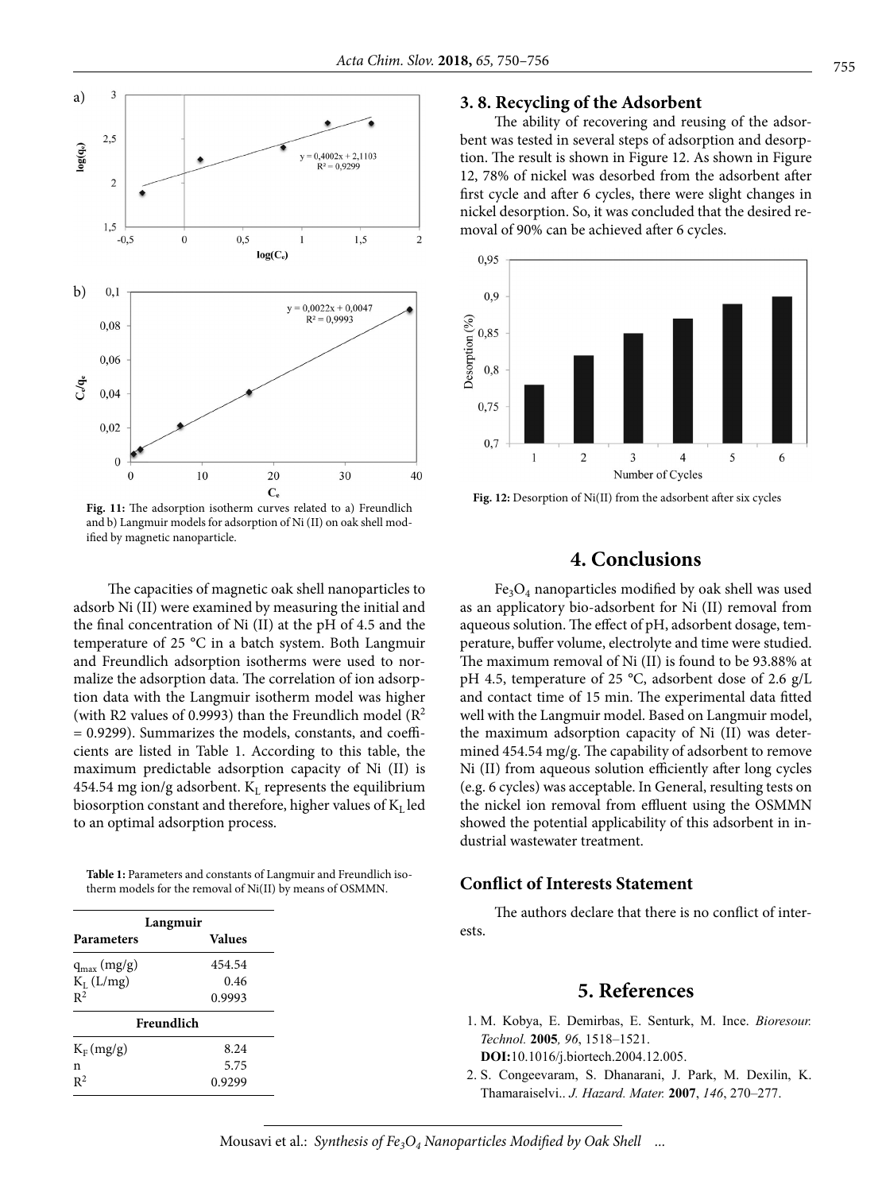Fig. 11: The adsorption isotherm curves related to a) Freundlich and b) Langmuir models for adsorption of Ni (II) on oak shell modified by magnetic nanoparticle.

The capacities of magnetic oak shell nanoparticles to adsorb Ni (II) were examined by measuring the initial and the final concentration of Ni (II) at the pH of 4.5 and the temperature of 25 °C in a batch system. Both Langmuir and Freundlich adsorption isotherms were used to normalize the adsorption data. The correlation of ion adsorption data with the Langmuir isotherm model was higher (with R2 values of 0.9993) than the Freundlich model ($R^2$ = 0.9299). Summarizes the models, constants, and coefficients are listed in Table 1. According to this table, the maximum predictable adsorption capacity of Ni (II) is 454.54 mg ion/g adsorbent. $K_L$ represents the equilibrium biosorption constant and therefore, higher values of $K_L$ led to an optimal adsorption process.

**Table 1:** Parameters and constants of Langmuir and Freundlich isotherm models for the removal of Ni(II) by means of OSMMN.

| Langmuir | |
|---|---|
| **Parameters** | **Values** |
| $q_{max}$ (mg/g) | 454.54 |
| $K_L$ (L/mg) | 0.46 |
| $R^2$ | 0.9993 |
| **Freundlich** | |
| $K_F$ (mg/g) | 8.24 |
| n | 5.75 |
| $R^2$ | 0.9299 |

### 3. 8. Recycling of the Adsorbent

The ability of recovering and reusing of the adsorbent was tested in several steps of adsorption and desorption. The result is shown in Figure 12. As shown in Figure 12, 78% of nickel was desorbed from the adsorbent after first cycle and after 6 cycles, there were slight changes in nickel desorption. So, it was concluded that the desired removal of 90% can be achieved after 6 cycles.

Fig. 12: Desorption of Ni(II) from the adsorbent after six cycles

## 4. Conclusions

$Fe_3O_4$ nanoparticles modified by oak shell was used as an applicatory bio-adsorbent for Ni (II) removal from aqueous solution. The effect of pH, adsorbent dosage, temperature, buffer volume, electrolyte and time were studied. The maximum removal of Ni (II) is found to be 93.88% at pH 4.5, temperature of 25 °C, adsorbent dose of 2.6 g/L and contact time of 15 min. The experimental data fitted well with the Langmuir model. Based on Langmuir model, the maximum adsorption capacity of Ni (II) was determined 454.54 mg/g. The capability of adsorbent to remove Ni (II) from aqueous solution efficiently after long cycles (e.g. 6 cycles) was acceptable. In General, resulting tests on the nickel ion removal from effluent using the OSMMN showed the potential applicability of this adsorbent in industrial wastewater treatment.

### Conflict of Interests Statement

The authors declare that there is no conflict of interests.

## 5. References

1. M. Kobya, E. Demirbas, E. Senturk, M. Ince. *Bioresour. Technol.* **2005**, *96*, 1518–1521. **DOI:**10.1016/j.biortech.2004.12.005.
2. S. Congeevaram, S. Dhanarani, J. Park, M. Dexilin, K. Thamaraiselvi.. *J. Hazard. Mater.* **2007**, *146*, 270–277.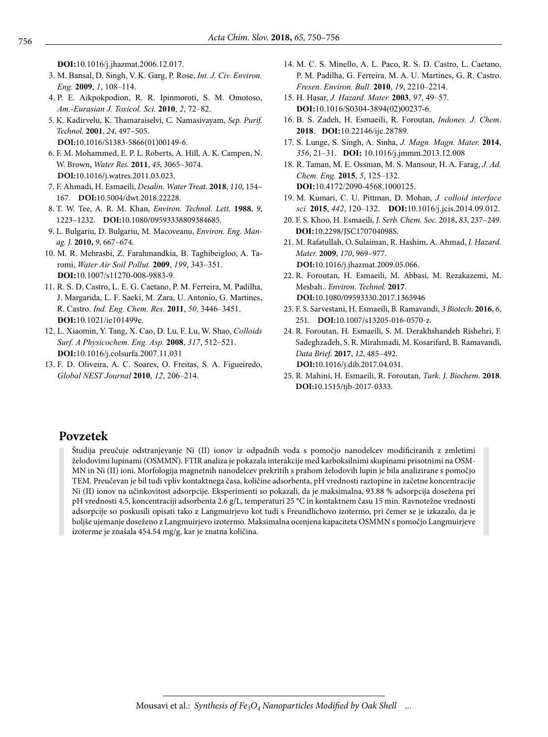**DOI:**10.1016/j.jhazmat.2006.12.017.

3. M. Bansal, D. Singh, V. K. Garg, P. Rose, *Int. J. Civ. Environ. Eng.* **2009**, *1*, 108–114.
4. P. E. Aikpokpodion, R. R. Ipinmoroti, S. M. Omotoso, *Am.-Eurasian J. Toxicol. Sci.* **2010**, *2*, 72–82.
5. K. Kadirvelu, K. Thamaraiselvi, C. Namasivayam, *Sep. Purif. Technol.* **2001**, *24*, 497–505. **DOI:**10.1016/S1383-5866(01)00149-6.
6. F. M. Mohammed, E. P. L. Roberts, A. Hill, A. K. Campen, N. W. Brown, *Water Res.* **2011**, *45*, 3065–3074. **DOI:**10.1016/j.watres.2011.03.023.
7. F. Ahmadi, H. Esmaeili, *Desalin. Water Treat.* **2018**, *110*, 154–167. **DOI:**10.5004/dwt.2018.22228.
8. T. W. Tee, A. R. M. Khan, *Environ. Technol. Lett.* **1988**, *9*, 1223–1232. **DOI:**10.1080/09593338809384685.
9. L. Bulgariu, D. Bulgariu, M. Macoveanu, *Environ. Eng. Manag. J.* **2010,** *9*, 667–674.
10. M. R. Mehrasbi, Z. Farahmandkia, B. Taghibeigloo, A. Taromi, *Water Air Soil Pollut.* **2009**, *199*, 343–351. **DOI:**10.1007/s11270-008-9883-9.
11. R. S. D. Castro, L. E. G. Caetano, P. M. Ferreira, M. Padilha, J. Margarida, L. F. Saeki, M. Zara, U. Antonio, G. Martines, R. Castro. *Ind. Eng. Chem. Res.* **2011**, *50*, 3446–3451. **DOI:**10.1021/ie101499e.
12. L. Xiaomin, Y. Tang, X. Cao, D. Lu, F. Lu, W. Shao, *Colloids Surf. A Physicochem. Eng. Asp.* **2008**, *317*, 512–521. **DOI:**10.1016/j.colsurfa.2007.11.031
13. F. D. Oliveira, A. C. Soares, O. Freitas, S. A. Figueiredo, *Global NEST Journal* **2010**, *12*, 206–214.
14. M. C. S. Minello, A. L. Paco, R. S. D. Castro, L. Caetano, P. M. Padilha, G. Ferreira. M. A. U. Martines, G. R. Castro. *Fresen. Environ. Bull.* **2010**, *19*, 2210–2214.
15. H. Hasar, *J. Hazard. Mater.* **2003**, *97*, 49–57. **DOI:**10.1016/S0304-3894(02)00237-6.
16. B. S. Zadeh, H. Esmaeili, R. Foroutan, *Indones. J. Chem*. **2018**. **DOI:**10.22146/ijc.28789.
17. S. Lunge, S. Singh, A. Sinha, *J. Magn. Magn. Mater.* **2014**, *356*, 21–31. **DOI:** 10.1016/j.jmmm.2013.12.008
18. R. Taman, M. E. Ossman, M. S. Mansour, H. A. Farag, *J. Ad. Chem. Eng.* **2015**, *5*, 125–132. **DOI:**10.4172/2090-4568.1000125.
19. M. Kumari, C. U. Pittman, D. Mohan, *J. colloid interface sci.* **2015**, *442*, 120–132. **DOI:**10.1016/j.jcis.2014.09.012.
20. F. S. Khoo, H. Esmaeili, *J. Serb. Chem. Soc.* 2018, *83*, 237–249. **DOI:**10.2298/JSC170704098S.
21. M. Rafatullah, O. Sulaiman, R. Hashim, A. Ahmad, *J. Hazard. Mater.* **2009**, *170*, 969–977. **DOI:**10.1016/j.jhazmat.2009.05.066.
22. R. Foroutan, H. Esmaeili, M. Abbasi, M. Rezakazemi, M. Mesbah.. *Environ. Technol.* **2017**. **DOI:**10.1080/09593330.2017.1365946
23. F. S. Sarvestani, H. Esmaeili, B. Ramavandi, *3 Biotech.* **2016**, *6*, 251. **DOI:**10.1007/s13205-016-0570-z.
24. R. Foroutan, H. Esmaeili, S. M. Derakhshandeh Rishehri, F. Sadeghzadeh, S. R. Mirahmadi, M. Kosarifard, B. Ramavandi, *Data Brief*. **2017**, *12*, 485–492. **DOI:**10.1016/j.dib.2017.04.031.
25. R. Mahini, H. Esmaeili, R. Foroutan, *Turk. J. Biochem*. **2018**. **DOI:**10.1515/tjb-2017-0333.

## Povzetek

Študija preučuje odstranjevanje Ni (II) ionov iz odpadnih voda s pomočjo nanodelcev modificiranih z zmletimi želodovimi lupinami (OSMMN). FTIR analiza je pokazala interakcije med karboksilnimi skupinami prisotnimi na OSMMN in Ni (II) ioni. Morfologija magnetnih nanodelcev prekritih s prahom želodovih lupin je bila analizirane s pomočjo TEM. Preučevan je bil tudi vpliv kontaktnega časa, količine adsorbenta, pH vrednosti raztopine in začetne koncentracije Ni (II) ionov na učinkovitost adsorpcije. Eksperimenti so pokazali, da je maksimalna, 93.88 % adsorpcija dosežena pri pH vrednosti 4.5, koncentraciji adsorbenta 2.6 g/L, temperaturi 25 °C in kontaktnem času 15 min. Ravnotežne vrednosti adsorpcije so poskusili opisati tako z Langmuirjevo kot tudi s Freundlichovo izotermo, pri čemer se je izkazalo, da je boljše ujemanje doseženo z Langmuirjevo izotermo. Maksimalna ocenjena kapaciteta OSMMN s pomočjo Langmuirjeve izoterme je znašala 454.54 mg/g, kar je znatna količina.